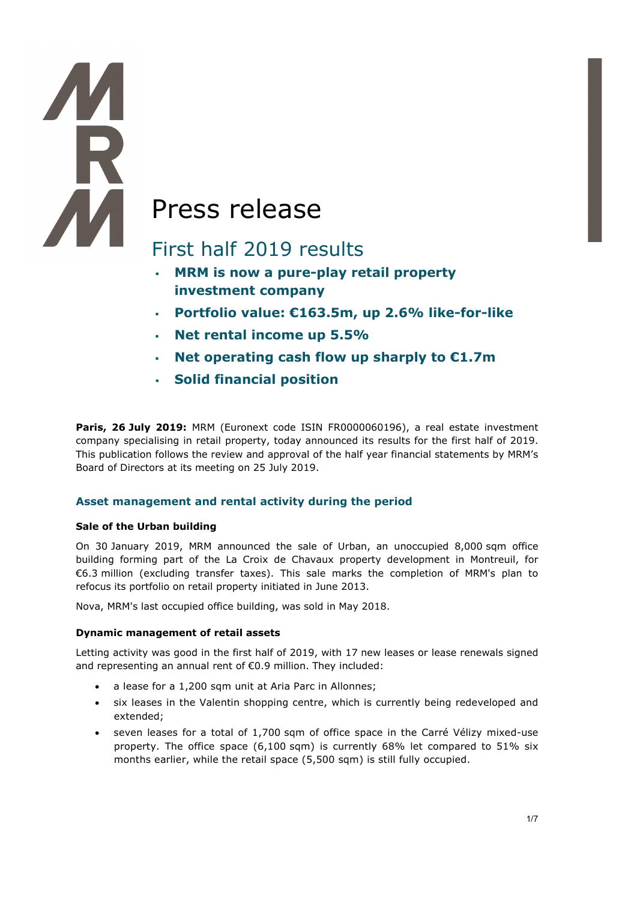# Press release

## First half 2019 results

- **MRM is now a pure-play retail property investment company**
- **Portfolio value: €163.5m, up 2.6% like-for-like**
- **Net rental income up 5.5%**
- **Net operating cash flow up sharply to €1.7m**
- **Solid financial position**

**Paris, 26 July 2019:** MRM (Euronext code ISIN FR0000060196), a real estate investment company specialising in retail property, today announced its results for the first half of 2019. This publication follows the review and approval of the half year financial statements by MRM's Board of Directors at its meeting on 25 July 2019.

### Asset management and rental activity during the period

#### Sale of the Urban building

On 30 January 2019, MRM announced the sale of Urban, an unoccupied 8,000 sqm office building forming part of the La Croix de Chavaux property development in Montreuil, for €6.3 million (excluding transfer taxes). This sale marks the completion of MRM's plan to refocus its portfolio on retail property initiated in June 2013.

Nova, MRM's last occupied office building, was sold in May 2018.

#### Dynamic management of retail assets

Letting activity was good in the first half of 2019, with 17 new leases or lease renewals signed and representing an annual rent of €0.9 million. They included:

- a lease for a 1,200 sqm unit at Aria Parc in Allonnes;
- six leases in the Valentin shopping centre, which is currently being redeveloped and extended;
- seven leases for a total of 1,700 sqm of office space in the Carré Vélizy mixed-use property. The office space (6,100 sqm) is currently 68% let compared to 51% six months earlier, while the retail space (5,500 sqm) is still fully occupied.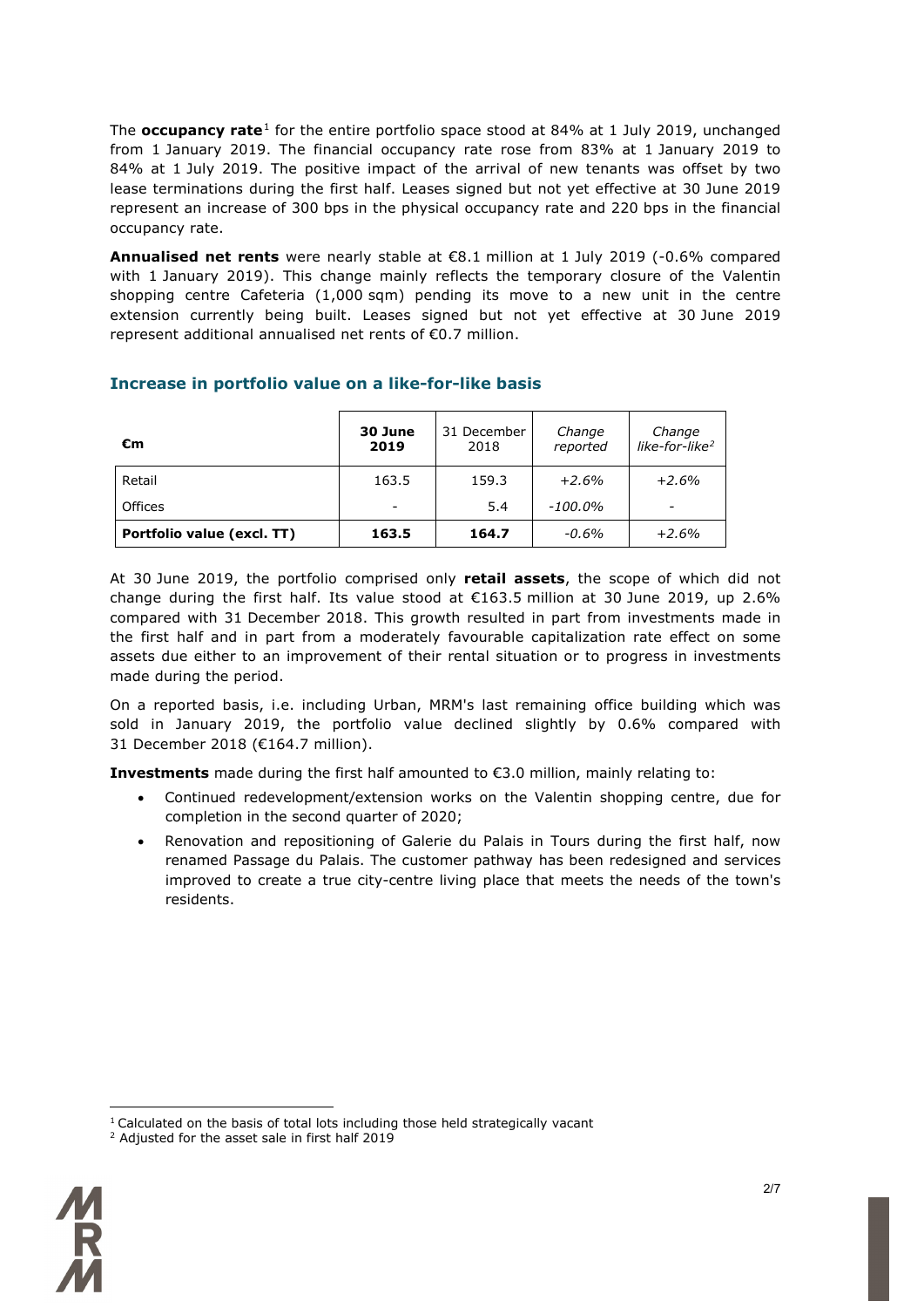The **occupancy rate**[1] for the entire portfolio space stood at 84% at 1 July 2019, unchanged from 1 January 2019. The financial occupancy rate rose from 83% at 1 January 2019 to 84% at 1 July 2019. The positive impact of the arrival of new tenants was offset by two lease terminations during the first half. Leases signed but not yet effective at 30 June 2019 represent an increase of 300 bps in the physical occupancy rate and 220 bps in the financial occupancy rate.

**Annualised net rents** were nearly stable at €8.1 million at 1 July 2019 (-0.6% compared with 1 January 2019). This change mainly reflects the temporary closure of the Valentin shopping centre Cafeteria (1,000 sqm) pending its move to a new unit in the centre extension currently being built. Leases signed but not yet effective at 30 June 2019 represent additional annualised net rents of €0.7 million.

## Increase in portfolio value on a like-for-like basis

| €m | 30 June 2019 | 31 December 2018 | *Change reported* | *Change like-for-like*[2] |
|---|---|---|---|---|
| Retail | 163.5 | 159.3 | *+2.6%* | *+2.6%* |
| Offices | - | 5.4 | *-100.0%* | - |
| **Portfolio value (excl. TT)** | **163.5** | **164.7** | *-0.6%* | *+2.6%* |

At 30 June 2019, the portfolio comprised only **retail assets**, the scope of which did not change during the first half. Its value stood at €163.5 million at 30 June 2019, up 2.6% compared with 31 December 2018. This growth resulted in part from investments made in the first half and in part from a moderately favourable capitalization rate effect on some assets due either to an improvement of their rental situation or to progress in investments made during the period.

On a reported basis, i.e. including Urban, MRM's last remaining office building which was sold in January 2019, the portfolio value declined slightly by 0.6% compared with 31 December 2018 (€164.7 million).

**Investments** made during the first half amounted to €3.0 million, mainly relating to:

- Continued redevelopment/extension works on the Valentin shopping centre, due for completion in the second quarter of 2020;
- Renovation and repositioning of Galerie du Palais in Tours during the first half, now renamed Passage du Palais. The customer pathway has been redesigned and services improved to create a true city-centre living place that meets the needs of the town's residents.

[1] Calculated on the basis of total lots including those held strategically vacant

[2] Adjusted for the asset sale in first half 2019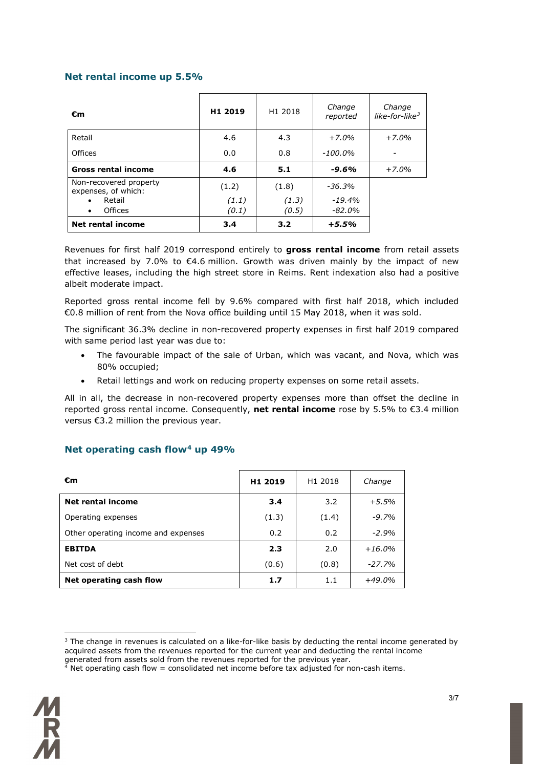## Net rental income up 5.5%

| €m | **H1 2019** | H1 2018 | *Change reported* | *Change like-for-like*[3] |
|---|---|---|---|---|
| Retail | 4.6 | 4.3 | *+7.0%* | *+7.0%* |
| Offices | 0.0 | 0.8 | *-100.0%* | - |
| **Gross rental income** | **4.6** | **5.1** | ***-9.6%*** | *+7.0%* |
| Non-recovered property expenses, of which: | (1.2) | (1.8) | *-36.3%* | |
| • Retail | *(1.1)* | *(1.3)* | *-19.4%* | |
| • Offices | *(0.1)* | *(0.5)* | *-82.0%* | |
| **Net rental income** | **3.4** | **3.2** | ***+5.5%*** | |

Revenues for first half 2019 correspond entirely to **gross rental income** from retail assets that increased by 7.0% to €4.6 million. Growth was driven mainly by the impact of new effective leases, including the high street store in Reims. Rent indexation also had a positive albeit moderate impact.

Reported gross rental income fell by 9.6% compared with first half 2018, which included €0.8 million of rent from the Nova office building until 15 May 2018, when it was sold.

The significant 36.3% decline in non-recovered property expenses in first half 2019 compared with same period last year was due to:

- The favourable impact of the sale of Urban, which was vacant, and Nova, which was 80% occupied;
- Retail lettings and work on reducing property expenses on some retail assets.

All in all, the decrease in non-recovered property expenses more than offset the decline in reported gross rental income. Consequently, **net rental income** rose by 5.5% to €3.4 million versus €3.2 million the previous year.

## Net operating cash flow[4] up 49%

| €m | **H1 2019** | H1 2018 | *Change* |
|---|---|---|---|
| **Net rental income** | **3.4** | 3.2 | *+5.5%* |
| Operating expenses | (1.3) | (1.4) | *-9.7%* |
| Other operating income and expenses | 0.2 | 0.2 | *-2.9%* |
| **EBITDA** | **2.3** | 2.0 | *+16.0%* |
| Net cost of debt | (0.6) | (0.8) | *-27.7%* |
| **Net operating cash flow** | **1.7** | 1.1 | *+49.0%* |

[3] The change in revenues is calculated on a like-for-like basis by deducting the rental income generated by acquired assets from the revenues reported for the current year and deducting the rental income generated from assets sold from the revenues reported for the previous year.

[4] Net operating cash flow = consolidated net income before tax adjusted for non-cash items.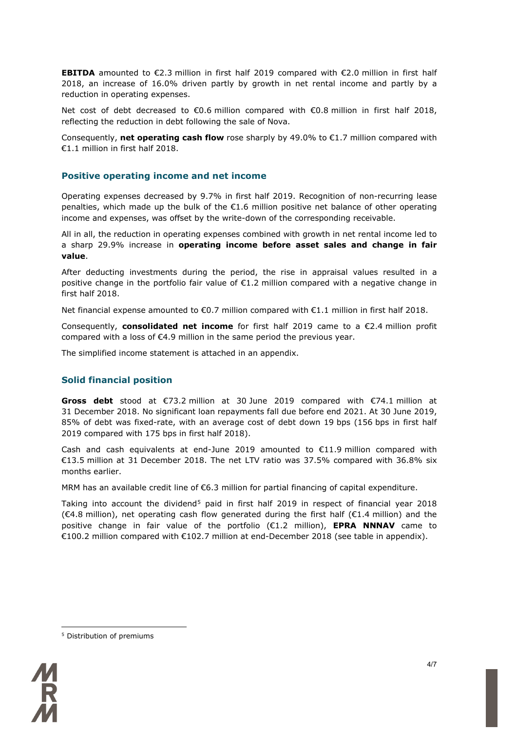**EBITDA** amounted to €2.3 million in first half 2019 compared with €2.0 million in first half 2018, an increase of 16.0% driven partly by growth in net rental income and partly by a reduction in operating expenses.

Net cost of debt decreased to €0.6 million compared with €0.8 million in first half 2018, reflecting the reduction in debt following the sale of Nova.

Consequently, **net operating cash flow** rose sharply by 49.0% to €1.7 million compared with €1.1 million in first half 2018.

## Positive operating income and net income

Operating expenses decreased by 9.7% in first half 2019. Recognition of non-recurring lease penalties, which made up the bulk of the €1.6 million positive net balance of other operating income and expenses, was offset by the write-down of the corresponding receivable.

All in all, the reduction in operating expenses combined with growth in net rental income led to a sharp 29.9% increase in **operating income before asset sales and change in fair value**.

After deducting investments during the period, the rise in appraisal values resulted in a positive change in the portfolio fair value of €1.2 million compared with a negative change in first half 2018.

Net financial expense amounted to €0.7 million compared with €1.1 million in first half 2018.

Consequently, **consolidated net income** for first half 2019 came to a €2.4 million profit compared with a loss of €4.9 million in the same period the previous year.

The simplified income statement is attached in an appendix.

## Solid financial position

**Gross debt** stood at €73.2 million at 30 June 2019 compared with €74.1 million at 31 December 2018. No significant loan repayments fall due before end 2021. At 30 June 2019, 85% of debt was fixed-rate, with an average cost of debt down 19 bps (156 bps in first half 2019 compared with 175 bps in first half 2018).

Cash and cash equivalents at end-June 2019 amounted to €11.9 million compared with €13.5 million at 31 December 2018. The net LTV ratio was 37.5% compared with 36.8% six months earlier.

MRM has an available credit line of €6.3 million for partial financing of capital expenditure.

Taking into account the dividend[5] paid in first half 2019 in respect of financial year 2018 (€4.8 million), net operating cash flow generated during the first half (€1.4 million) and the positive change in fair value of the portfolio (€1.2 million), **EPRA NNNAV** came to €100.2 million compared with €102.7 million at end-December 2018 (see table in appendix).

[5] Distribution of premiums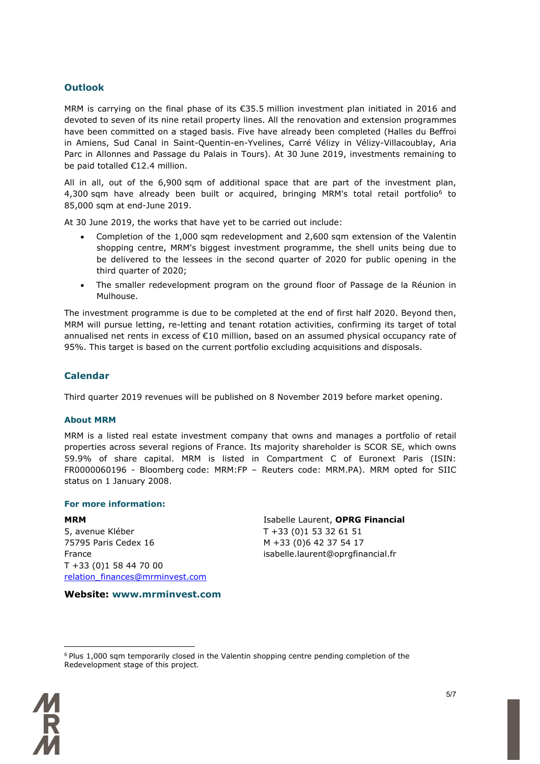## Outlook

MRM is carrying on the final phase of its €35.5 million investment plan initiated in 2016 and devoted to seven of its nine retail property lines. All the renovation and extension programmes have been committed on a staged basis. Five have already been completed (Halles du Beffroi in Amiens, Sud Canal in Saint-Quentin-en-Yvelines, Carré Vélizy in Vélizy-Villacoublay, Aria Parc in Allonnes and Passage du Palais in Tours). At 30 June 2019, investments remaining to be paid totalled €12.4 million.

All in all, out of the 6,900 sqm of additional space that are part of the investment plan, 4,300 sqm have already been built or acquired, bringing MRM's total retail portfolio[6] to 85,000 sqm at end-June 2019.

At 30 June 2019, the works that have yet to be carried out include:

- Completion of the 1,000 sqm redevelopment and 2,600 sqm extension of the Valentin shopping centre, MRM's biggest investment programme, the shell units being due to be delivered to the lessees in the second quarter of 2020 for public opening in the third quarter of 2020;
- The smaller redevelopment program on the ground floor of Passage de la Réunion in Mulhouse.

The investment programme is due to be completed at the end of first half 2020. Beyond then, MRM will pursue letting, re-letting and tenant rotation activities, confirming its target of total annualised net rents in excess of €10 million, based on an assumed physical occupancy rate of 95%. This target is based on the current portfolio excluding acquisitions and disposals.

## Calendar

Third quarter 2019 revenues will be published on 8 November 2019 before market opening.

### About MRM

MRM is a listed real estate investment company that owns and manages a portfolio of retail properties across several regions of France. Its majority shareholder is SCOR SE, which owns 59.9% of share capital. MRM is listed in Compartment C of Euronext Paris (ISIN: FR0000060196 - Bloomberg code: MRM:FP – Reuters code: MRM.PA). MRM opted for SIIC status on 1 January 2008.

### For more information:

**MRM**
5, avenue Kléber
75795 Paris Cedex 16
France
T +33 (0)1 58 44 70 00
relation_finances@mrminvest.com

Isabelle Laurent, **OPRG Financial**
T +33 (0)1 53 32 61 51
M +33 (0)6 42 37 54 17
isabelle.laurent@oprgfinancial.fr

**Website: www.mrminvest.com**

[6] Plus 1,000 sqm temporarily closed in the Valentin shopping centre pending completion of the Redevelopment stage of this project.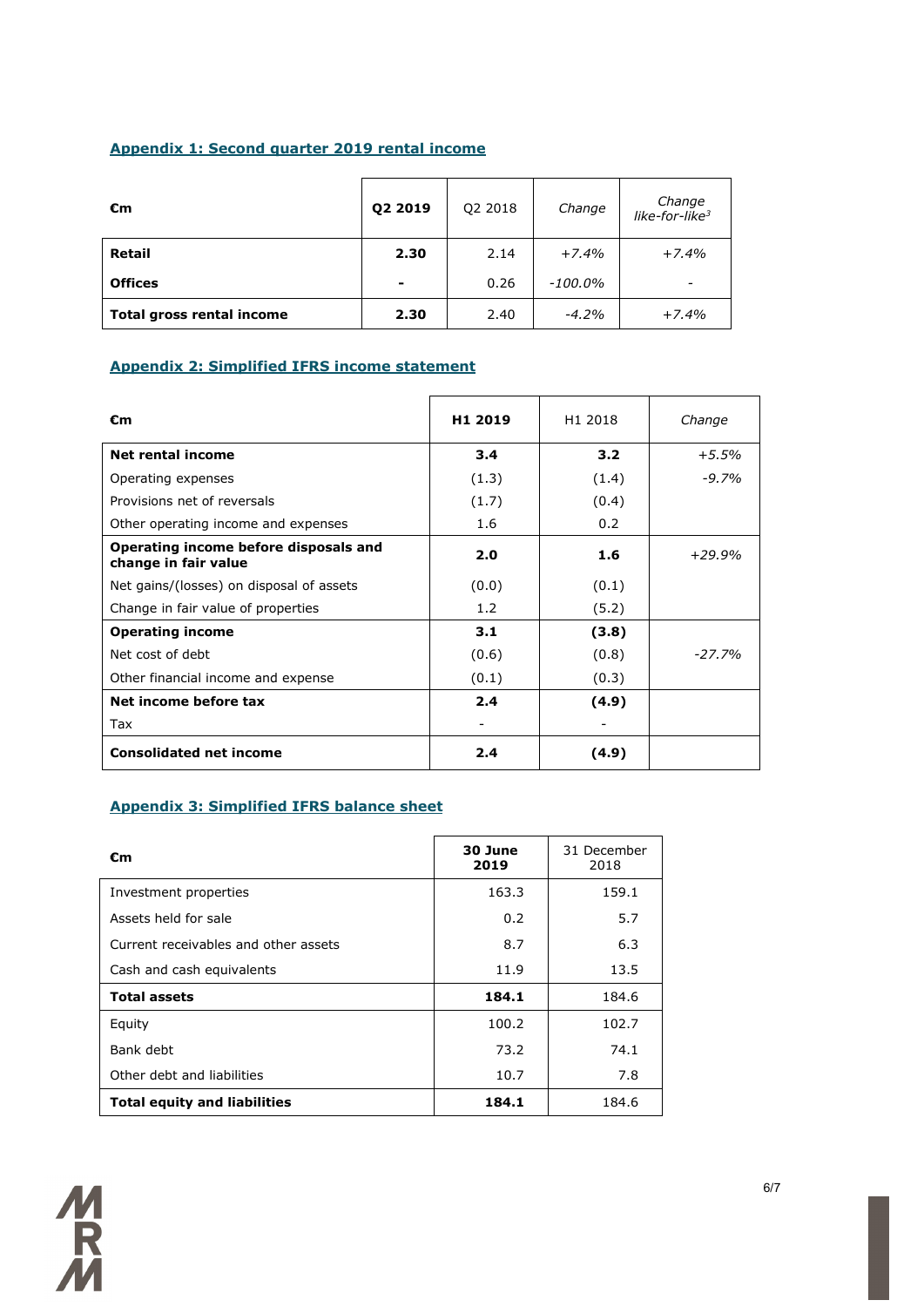## Appendix 1: Second quarter 2019 rental income

| €m | Q2 2019 | Q2 2018 | *Change* | *Change like-for-like*[3] |
|---|---|---|---|---|
| **Retail** | **2.30** | 2.14 | *+7.4%* | *+7.4%* |
| **Offices** | **-** | 0.26 | *-100.0%* | - |
| **Total gross rental income** | **2.30** | 2.40 | *-4.2%* | *+7.4%* |

## Appendix 2: Simplified IFRS income statement

| €m | H1 2019 | H1 2018 | *Change* |
|---|---|---|---|
| **Net rental income** | **3.4** | **3.2** | *+5.5%* |
| Operating expenses | (1.3) | (1.4) | *-9.7%* |
| Provisions net of reversals | (1.7) | (0.4) | |
| Other operating income and expenses | 1.6 | 0.2 | |
| **Operating income before disposals and change in fair value** | **2.0** | **1.6** | *+29.9%* |
| Net gains/(losses) on disposal of assets | (0.0) | (0.1) | |
| Change in fair value of properties | 1.2 | (5.2) | |
| **Operating income** | **3.1** | **(3.8)** | |
| Net cost of debt | (0.6) | (0.8) | *-27.7%* |
| Other financial income and expense | (0.1) | (0.3) | |
| **Net income before tax** | **2.4** | **(4.9)** | |
| Tax | - | - | |
| **Consolidated net income** | **2.4** | **(4.9)** | |

## Appendix 3: Simplified IFRS balance sheet

| €m | 30 June 2019 | 31 December 2018 |
|---|---|---|
| Investment properties | 163.3 | 159.1 |
| Assets held for sale | 0.2 | 5.7 |
| Current receivables and other assets | 8.7 | 6.3 |
| Cash and cash equivalents | 11.9 | 13.5 |
| **Total assets** | **184.1** | 184.6 |
| Equity | 100.2 | 102.7 |
| Bank debt | 73.2 | 74.1 |
| Other debt and liabilities | 10.7 | 7.8 |
| **Total equity and liabilities** | **184.1** | 184.6 |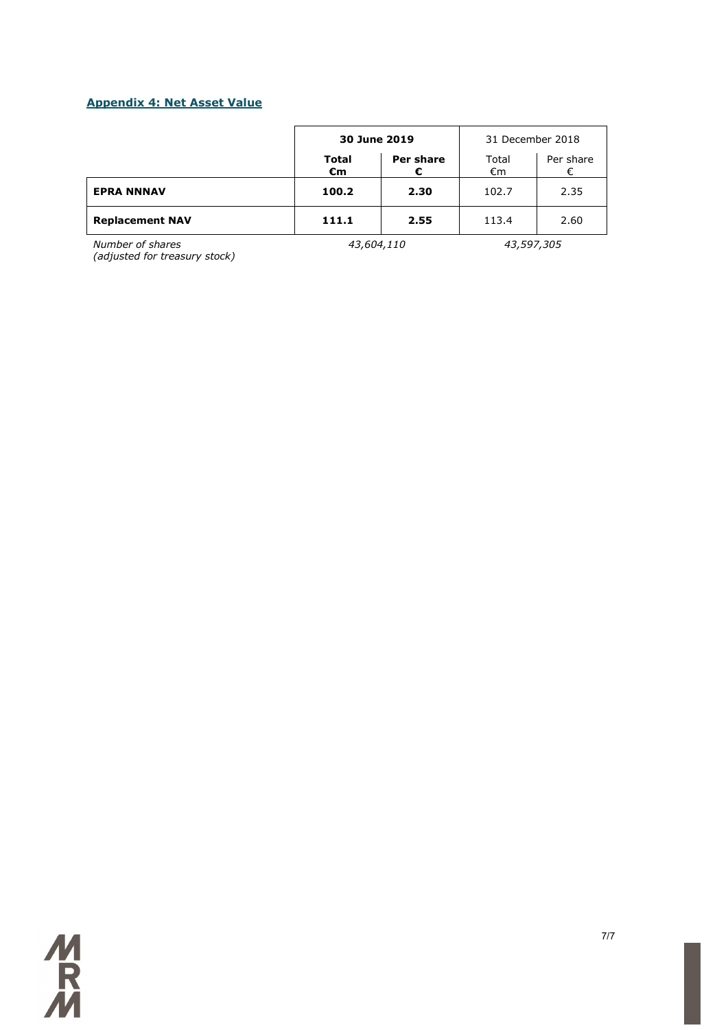## Appendix 4: Net Asset Value

| | **30 June 2019** | | 31 December 2018 | |
|---|---|---|---|---|
| | **Total €m** | **Per share €** | Total €m | Per share € |
| **EPRA NNNAV** | **100.2** | **2.30** | 102.7 | 2.35 |
| **Replacement NAV** | **111.1** | **2.55** | 113.4 | 2.60 |
| *Number of shares (adjusted for treasury stock)* | *43,604,110* | | *43,597,305* | |